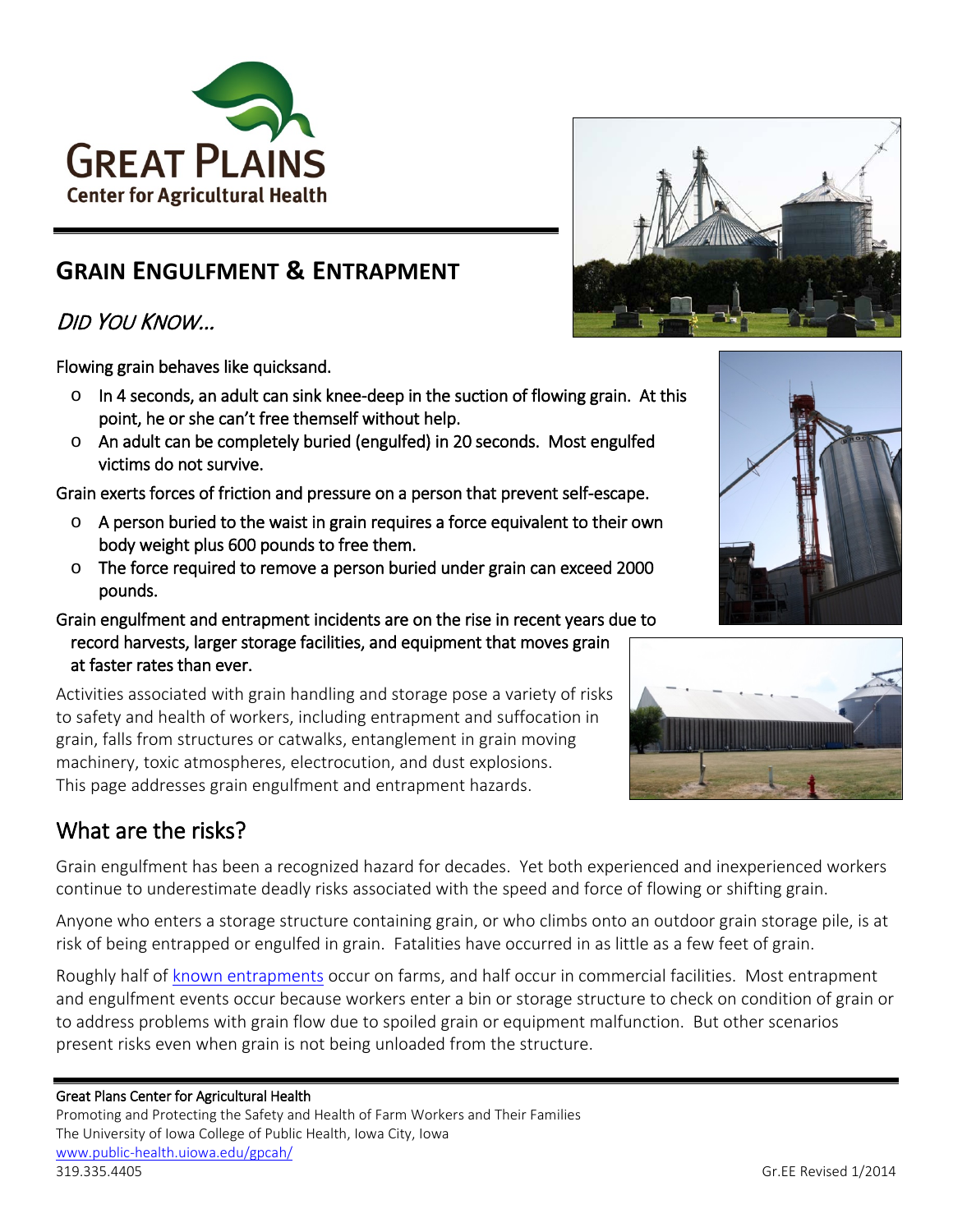Great Plains Center for Agricultural Health

# GRAIN ENGULFMENT & ENTRAPMENT

## *DID YOU KNOW…*

Flowing grain behaves like quicksand.

- In 4 seconds, an adult can sink knee-deep in the suction of flowing grain. At this point, he or she can't free themself without help.
- An adult can be completely buried (engulfed) in 20 seconds. Most engulfed victims do not survive.

Grain exerts forces of friction and pressure on a person that prevent self-escape.

- A person buried to the waist in grain requires a force equivalent to their own body weight plus 600 pounds to free them.
- The force required to remove a person buried under grain can exceed 2000 pounds.

Grain engulfment and entrapment incidents are on the rise in recent years due to record harvests, larger storage facilities, and equipment that moves grain at faster rates than ever.

Activities associated with grain handling and storage pose a variety of risks to safety and health of workers, including entrapment and suffocation in grain, falls from structures or catwalks, entanglement in grain moving machinery, toxic atmospheres, electrocution, and dust explosions. This page addresses grain engulfment and entrapment hazards.

## What are the risks?

Grain engulfment has been a recognized hazard for decades. Yet both experienced and inexperienced workers continue to underestimate deadly risks associated with the speed and force of flowing or shifting grain.

Anyone who enters a storage structure containing grain, or who climbs onto an outdoor grain storage pile, is at risk of being entrapped or engulfed in grain. Fatalities have occurred in as little as a few feet of grain.

Roughly half of known entrapments occur on farms, and half occur in commercial facilities. Most entrapment and engulfment events occur because workers enter a bin or storage structure to check on condition of grain or to address problems with grain flow due to spoiled grain or equipment malfunction. But other scenarios present risks even when grain is not being unloaded from the structure.

Great Plains Center for Agricultural Health
Promoting and Protecting the Safety and Health of Farm Workers and Their Families
The University of Iowa College of Public Health, Iowa City, Iowa
www.public-health.uiowa.edu/gpcah/
319.335.4405

Gr.EE Revised 1/2014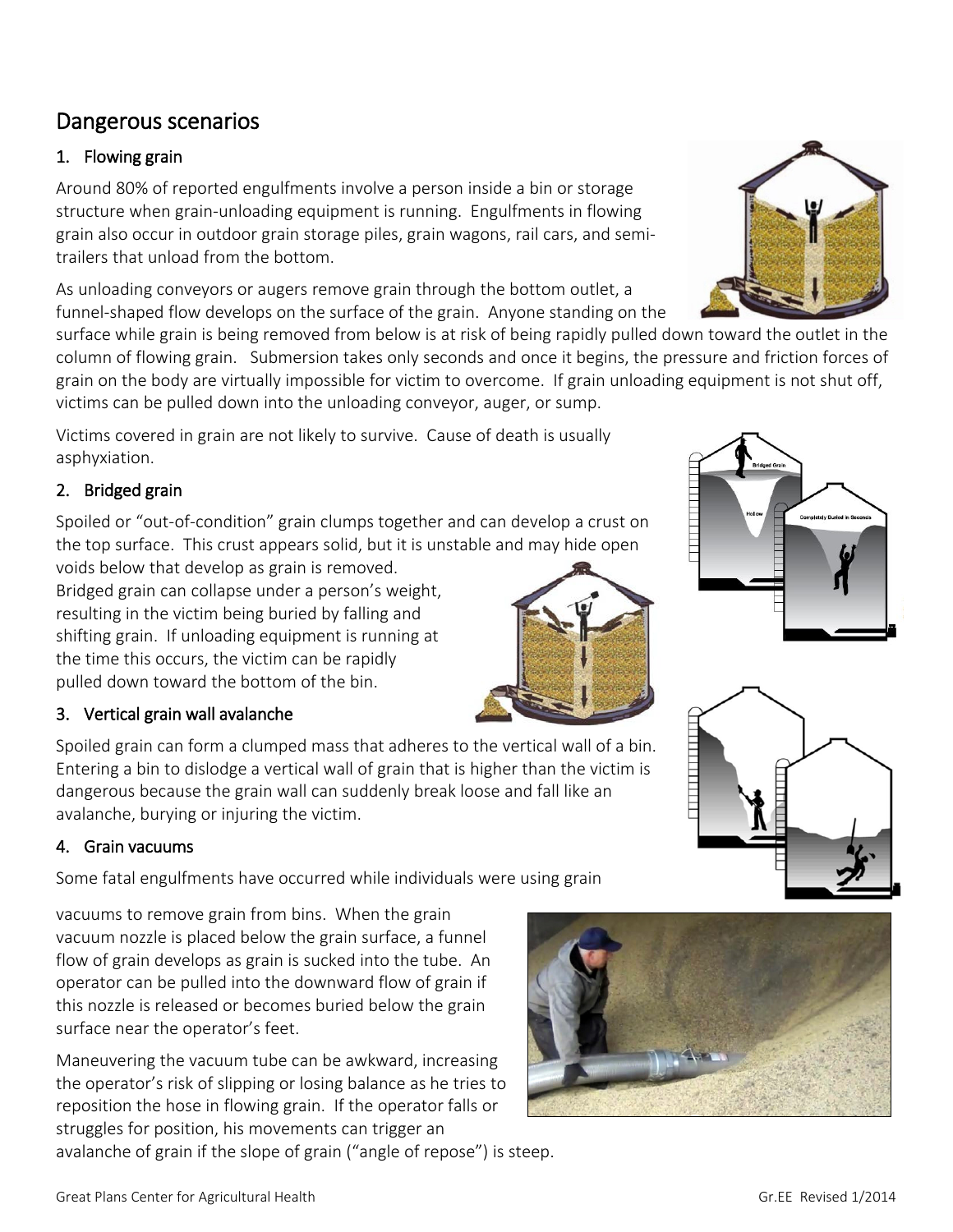## Dangerous scenarios

### 1. Flowing grain

Around 80% of reported engulfments involve a person inside a bin or storage structure when grain-unloading equipment is running. Engulfments in flowing grain also occur in outdoor grain storage piles, grain wagons, rail cars, and semi-trailers that unload from the bottom.

As unloading conveyors or augers remove grain through the bottom outlet, a funnel-shaped flow develops on the surface of the grain. Anyone standing on the surface while grain is being removed from below is at risk of being rapidly pulled down toward the outlet in the column of flowing grain. Submersion takes only seconds and once it begins, the pressure and friction forces of grain on the body are virtually impossible for victim to overcome. If grain unloading equipment is not shut off, victims can be pulled down into the unloading conveyor, auger, or sump.

Victims covered in grain are not likely to survive. Cause of death is usually asphyxiation.

### 2. Bridged grain

Spoiled or "out-of-condition" grain clumps together and can develop a crust on the top surface. This crust appears solid, but it is unstable and may hide open voids below that develop as grain is removed. Bridged grain can collapse under a person's weight, resulting in the victim being buried by falling and shifting grain. If unloading equipment is running at the time this occurs, the victim can be rapidly pulled down toward the bottom of the bin.

### 3. Vertical grain wall avalanche

Spoiled grain can form a clumped mass that adheres to the vertical wall of a bin. Entering a bin to dislodge a vertical wall of grain that is higher than the victim is dangerous because the grain wall can suddenly break loose and fall like an avalanche, burying or injuring the victim.

### 4. Grain vacuums

Some fatal engulfments have occurred while individuals were using grain vacuums to remove grain from bins. When the grain vacuum nozzle is placed below the grain surface, a funnel flow of grain develops as grain is sucked into the tube. An operator can be pulled into the downward flow of grain if this nozzle is released or becomes buried below the grain surface near the operator's feet.

Maneuvering the vacuum tube can be awkward, increasing the operator's risk of slipping or losing balance as he tries to reposition the hose in flowing grain. If the operator falls or struggles for position, his movements can trigger an avalanche of grain if the slope of grain ("angle of repose") is steep.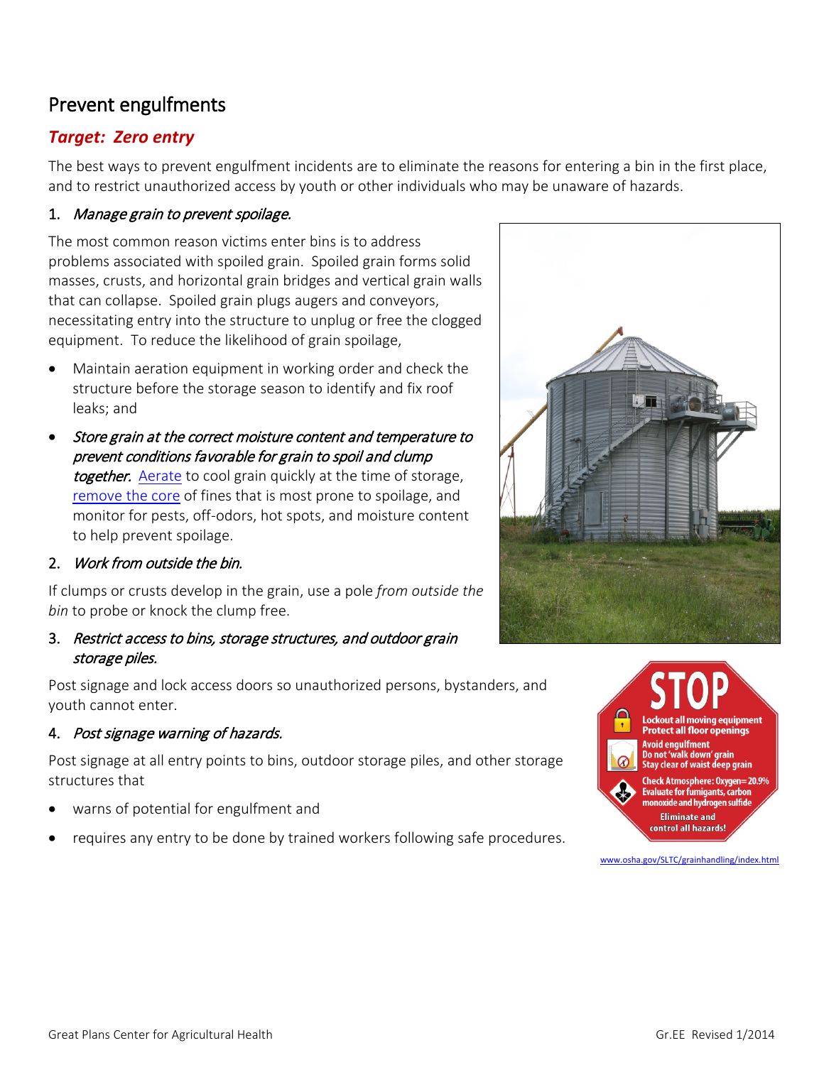## Prevent engulfments

### *Target: Zero entry*

The best ways to prevent engulfment incidents are to eliminate the reasons for entering a bin in the first place, and to restrict unauthorized access by youth or other individuals who may be unaware of hazards.

1. *Manage grain to prevent spoilage.*

The most common reason victims enter bins is to address problems associated with spoiled grain. Spoiled grain forms solid masses, crusts, and horizontal grain bridges and vertical grain walls that can collapse. Spoiled grain plugs augers and conveyors, necessitating entry into the structure to unplug or free the clogged equipment. To reduce the likelihood of grain spoilage,

- Maintain aeration equipment in working order and check the structure before the storage season to identify and fix roof leaks; and
- *Store grain at the correct moisture content and temperature to prevent conditions favorable for grain to spoil and clump together.* Aerate to cool grain quickly at the time of storage, remove the core of fines that is most prone to spoilage, and monitor for pests, off-odors, hot spots, and moisture content to help prevent spoilage.

2. *Work from outside the bin.*

If clumps or crusts develop in the grain, use a pole *from outside the bin* to probe or knock the clump free.

3. *Restrict access to bins, storage structures, and outdoor grain storage piles.*

Post signage and lock access doors so unauthorized persons, bystanders, and youth cannot enter.

4. *Post signage warning of hazards.*

Post signage at all entry points to bins, outdoor storage piles, and other storage structures that

- warns of potential for engulfment and
- requires any entry to be done by trained workers following safe procedures.

STOP
Lockout all moving equipment
Protect all floor openings
Avoid engulfment
Do not 'walk down' grain
Stay clear of waist deep grain
Check Atmosphere: Oxygen=20.9%
Evaluate for fumigants, carbon monoxide and hydrogen sulfide
Eliminate and control all hazards!

www.osha.gov/SLTC/grainhandling/index.html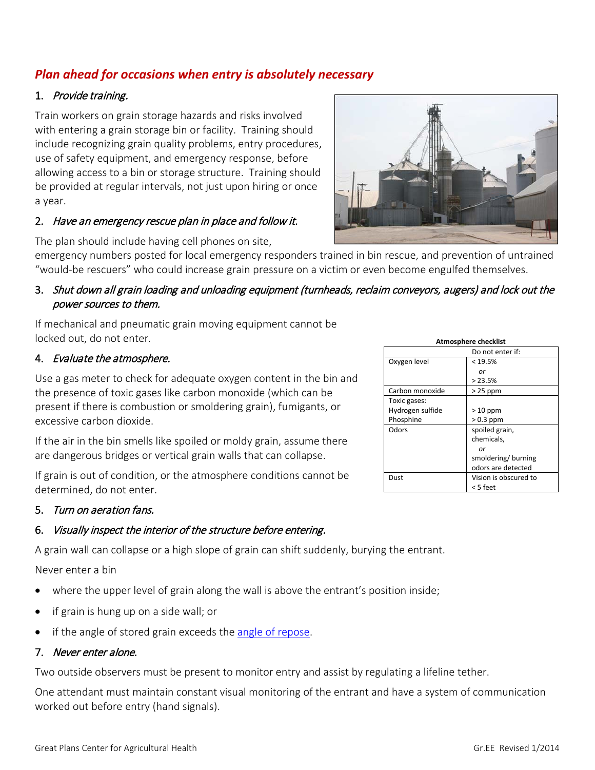## *Plan ahead for occasions when entry is absolutely necessary*

1. *Provide training.*

Train workers on grain storage hazards and risks involved with entering a grain storage bin or facility. Training should include recognizing grain quality problems, entry procedures, use of safety equipment, and emergency response, before allowing access to a bin or storage structure. Training should be provided at regular intervals, not just upon hiring or once a year.

2. *Have an emergency rescue plan in place and follow it.*

The plan should include having cell phones on site, emergency numbers posted for local emergency responders trained in bin rescue, and prevention of untrained "would-be rescuers" who could increase grain pressure on a victim or even become engulfed themselves.

3. *Shut down all grain loading and unloading equipment (turnheads, reclaim conveyors, augers) and lock out the power sources to them.*

If mechanical and pneumatic grain moving equipment cannot be locked out, do not enter.

4. *Evaluate the atmosphere.*

Use a gas meter to check for adequate oxygen content in the bin and the presence of toxic gases like carbon monoxide (which can be present if there is combustion or smoldering grain), fumigants, or excessive carbon dioxide.

If the air in the bin smells like spoiled or moldy grain, assume there are dangerous bridges or vertical grain walls that can collapse.

If grain is out of condition, or the atmosphere conditions cannot be determined, do not enter.

**Atmosphere checklist**

| | Do not enter if: |
|---|---|
| Oxygen level | < 19.5% *or* > 23.5% |
| Carbon monoxide | > 25 ppm |
| Toxic gases: Hydrogen sulfide<br>Phosphine | > 10 ppm<br>> 0.3 ppm |
| Odors | spoiled grain, chemicals, *or* smoldering/ burning odors are detected |
| Dust | Vision is obscured to < 5 feet |

5. *Turn on aeration fans.*

6. *Visually inspect the interior of the structure before entering.*

A grain wall can collapse or a high slope of grain can shift suddenly, burying the entrant.

Never enter a bin

- where the upper level of grain along the wall is above the entrant's position inside;
- if grain is hung up on a side wall; or
- if the angle of stored grain exceeds the angle of repose.

7. *Never enter alone.*

Two outside observers must be present to monitor entry and assist by regulating a lifeline tether.

One attendant must maintain constant visual monitoring of the entrant and have a system of communication worked out before entry (hand signals).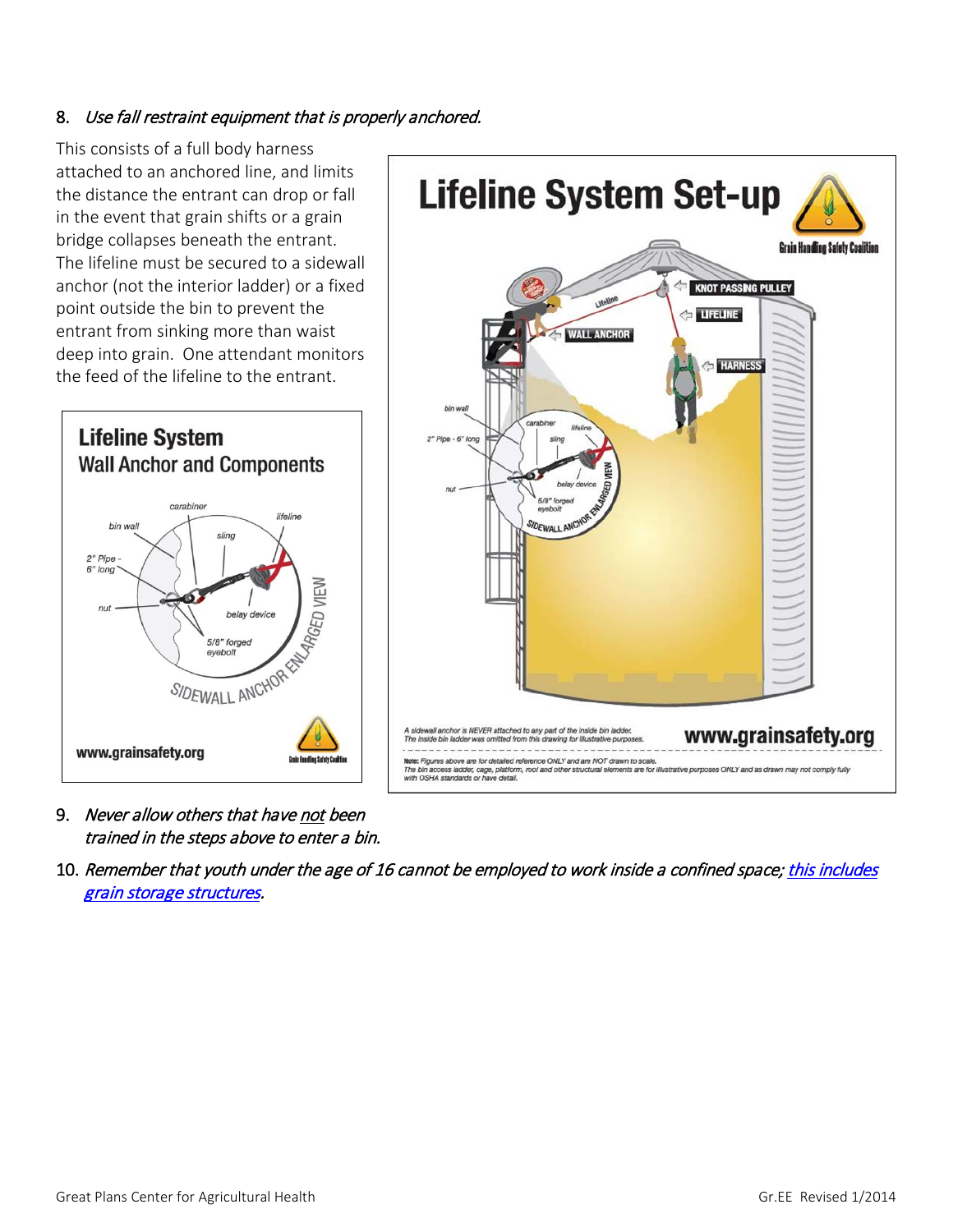8. *Use fall restraint equipment that is properly anchored.*

This consists of a full body harness attached to an anchored line, and limits the distance the entrant can drop or fall in the event that grain shifts or a grain bridge collapses beneath the entrant. The lifeline must be secured to a sidewall anchor (not the interior ladder) or a fixed point outside the bin to prevent the entrant from sinking more than waist deep into grain. One attendant monitors the feed of the lifeline to the entrant.

9. *Never allow others that have not been trained in the steps above to enter a bin.*

10. *Remember that youth under the age of 16 cannot be employed to work inside a confined space; [this includes grain storage structures](#).*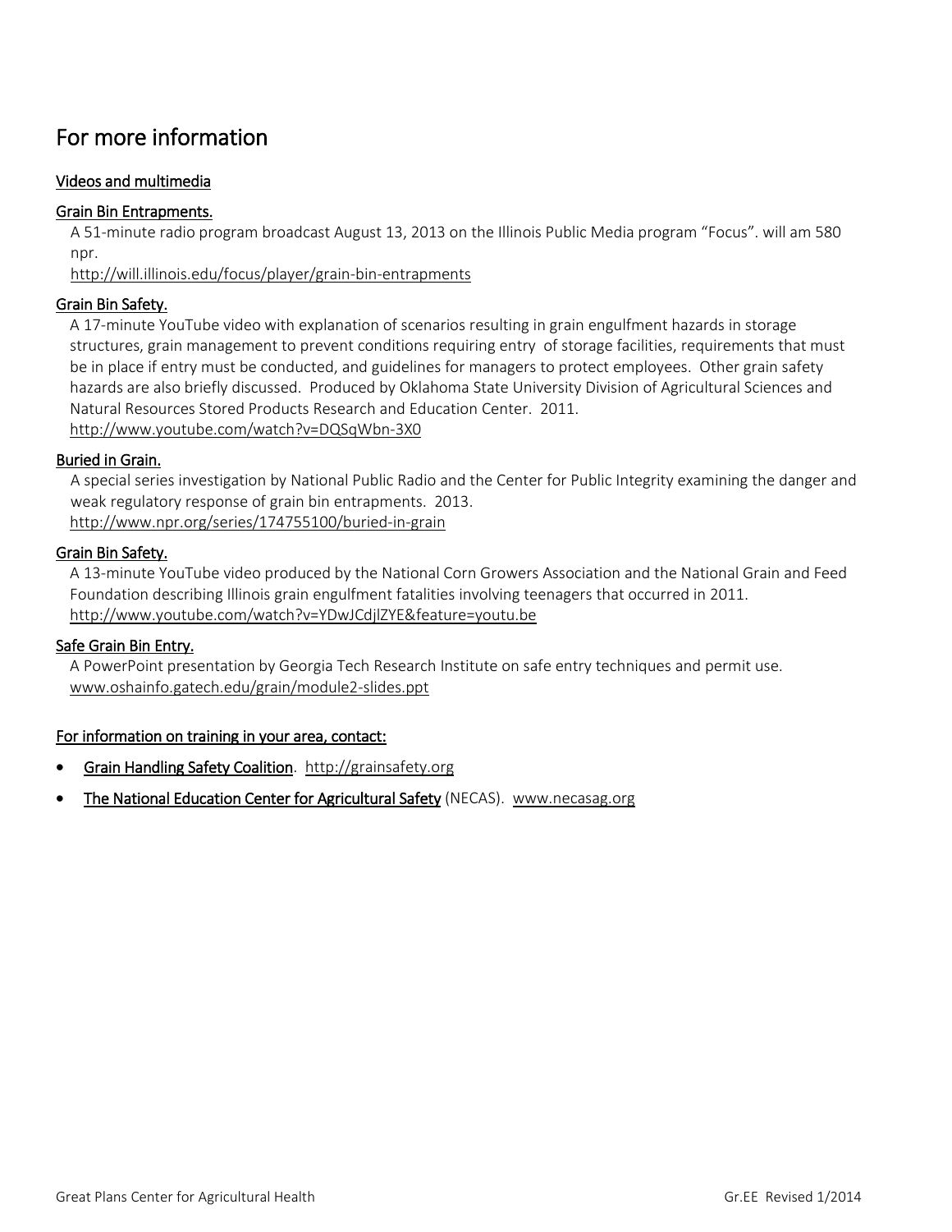## For more information

### Videos and multimedia

**Grain Bin Entrapments.**

A 51-minute radio program broadcast August 13, 2013 on the Illinois Public Media program "Focus". will am 580 npr.
http://will.illinois.edu/focus/player/grain-bin-entrapments

**Grain Bin Safety.**

A 17-minute YouTube video with explanation of scenarios resulting in grain engulfment hazards in storage structures, grain management to prevent conditions requiring entry of storage facilities, requirements that must be in place if entry must be conducted, and guidelines for managers to protect employees. Other grain safety hazards are also briefly discussed. Produced by Oklahoma State University Division of Agricultural Sciences and Natural Resources Stored Products Research and Education Center. 2011.
http://www.youtube.com/watch?v=DQSqWbn-3X0

**Buried in Grain.**

A special series investigation by National Public Radio and the Center for Public Integrity examining the danger and weak regulatory response of grain bin entrapments. 2013.
http://www.npr.org/series/174755100/buried-in-grain

**Grain Bin Safety.**

A 13-minute YouTube video produced by the National Corn Growers Association and the National Grain and Feed Foundation describing Illinois grain engulfment fatalities involving teenagers that occurred in 2011.
http://www.youtube.com/watch?v=YDwJCdjlZYE&feature=youtu.be

**Safe Grain Bin Entry.**

A PowerPoint presentation by Georgia Tech Research Institute on safe entry techniques and permit use.
www.oshainfo.gatech.edu/grain/module2-slides.ppt

### For information on training in your area, contact:

- Grain Handling Safety Coalition. http://grainsafety.org
- The National Education Center for Agricultural Safety (NECAS). www.necasag.org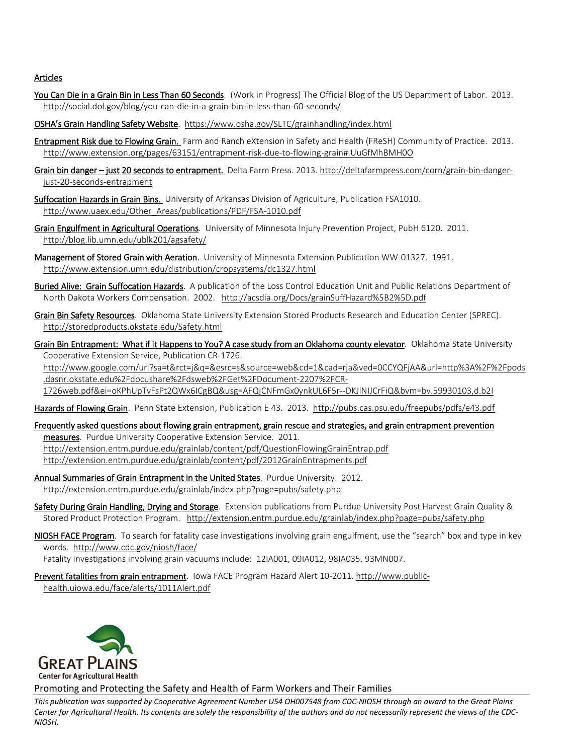Articles

**You Can Die in a Grain Bin in Less Than 60 Seconds**. (Work in Progress) The Official Blog of the US Department of Labor. 2013. http://social.dol.gov/blog/you-can-die-in-a-grain-bin-in-less-than-60-seconds/

**OSHA's Grain Handling Safety Website**. https://www.osha.gov/SLTC/grainhandling/index.html

**Entrapment Risk due to Flowing Grain.** Farm and Ranch eXtension in Safety and Health (FReSH) Community of Practice. 2013. http://www.extension.org/pages/63151/entrapment-risk-due-to-flowing-grain#.UuGfMhBMH0O

**Grain bin danger – just 20 seconds to entrapment.** Delta Farm Press. 2013. http://deltafarmpress.com/corn/grain-bin-danger-just-20-seconds-entrapment

**Suffocation Hazards in Grain Bins.** University of Arkansas Division of Agriculture, Publication FSA1010. http://www.uaex.edu/Other_Areas/publications/PDF/FSA-1010.pdf

**Grain Engulfment in Agricultural Operations**. University of Minnesota Injury Prevention Project, PubH 6120. 2011. http://blog.lib.umn.edu/ublk201/agsafety/

**Management of Stored Grain with Aeration**. University of Minnesota Extension Publication WW-01327. 1991. http://www.extension.umn.edu/distribution/cropsystems/dc1327.html

**Buried Alive: Grain Suffocation Hazards**. A publication of the Loss Control Education Unit and Public Relations Department of North Dakota Workers Compensation. 2002. http://acsdia.org/Docs/grainSuffHazard%5B2%5D.pdf

**Grain Bin Safety Resources**. Oklahoma State University Extension Stored Products Research and Education Center (SPREC). http://storedproducts.okstate.edu/Safety.html

**Grain Bin Entrapment: What if it Happens to You? A case study from an Oklahoma county elevator**. Oklahoma State University Cooperative Extension Service, Publication CR-1726. http://www.google.com/url?sa=t&rct=j&q=&esrc=s&source=web&cd=1&cad=rja&ved=0CCYQFjAA&url=http%3A%2F%2Fpods.dasnr.okstate.edu%2Fdocushare%2Fdsweb%2FGet%2FDocument-2207%2FCR-1726web.pdf&ei=oKPhUpTvFsPt2QWx6ICgBQ&usg=AFQjCNFmGx0ynkUL6F5r--DKJlNIJCrFiQ&bvm=bv.59930103,d.b2I

**Hazards of Flowing Grain**. Penn State Extension, Publication E 43. 2013. http://pubs.cas.psu.edu/freepubs/pdfs/e43.pdf

**Frequently asked questions about flowing grain entrapment, grain rescue and strategies, and grain entrapment prevention measures**. Purdue University Cooperative Extension Service. 2011.
http://extension.entm.purdue.edu/grainlab/content/pdf/QuestionFlowingGrainEntrap.pdf
http://extension.entm.purdue.edu/grainlab/content/pdf/2012GrainEntrapments.pdf

**Annual Summaries of Grain Entrapment in the United States**. Purdue University. 2012. http://extension.entm.purdue.edu/grainlab/index.php?page=pubs/safety.php

**Safety During Grain Handling, Drying and Storage**. Extension publications from Purdue University Post Harvest Grain Quality & Stored Product Protection Program. http://extension.entm.purdue.edu/grainlab/index.php?page=pubs/safety.php

**NIOSH FACE Program**. To search for fatality case investigations involving grain engulfment, use the "search" box and type in key words. http://www.cdc.gov/niosh/face/
Fatality investigations involving grain vacuums include: 12IA001, 09IA012, 98IA035, 93MN007.

**Prevent fatalities from grain entrapment**. Iowa FACE Program Hazard Alert 10-2011. http://www.public-health.uiowa.edu/face/alerts/1011Alert.pdf

GREAT PLAINS
Center for Agricultural Health

Promoting and Protecting the Safety and Health of Farm Workers and Their Families

*This publication was supported by Cooperative Agreement Number U54 OH007548 from CDC-NIOSH through an award to the Great Plains Center for Agricultural Health. Its contents are solely the responsibility of the authors and do not necessarily represent the views of the CDC-NIOSH.*